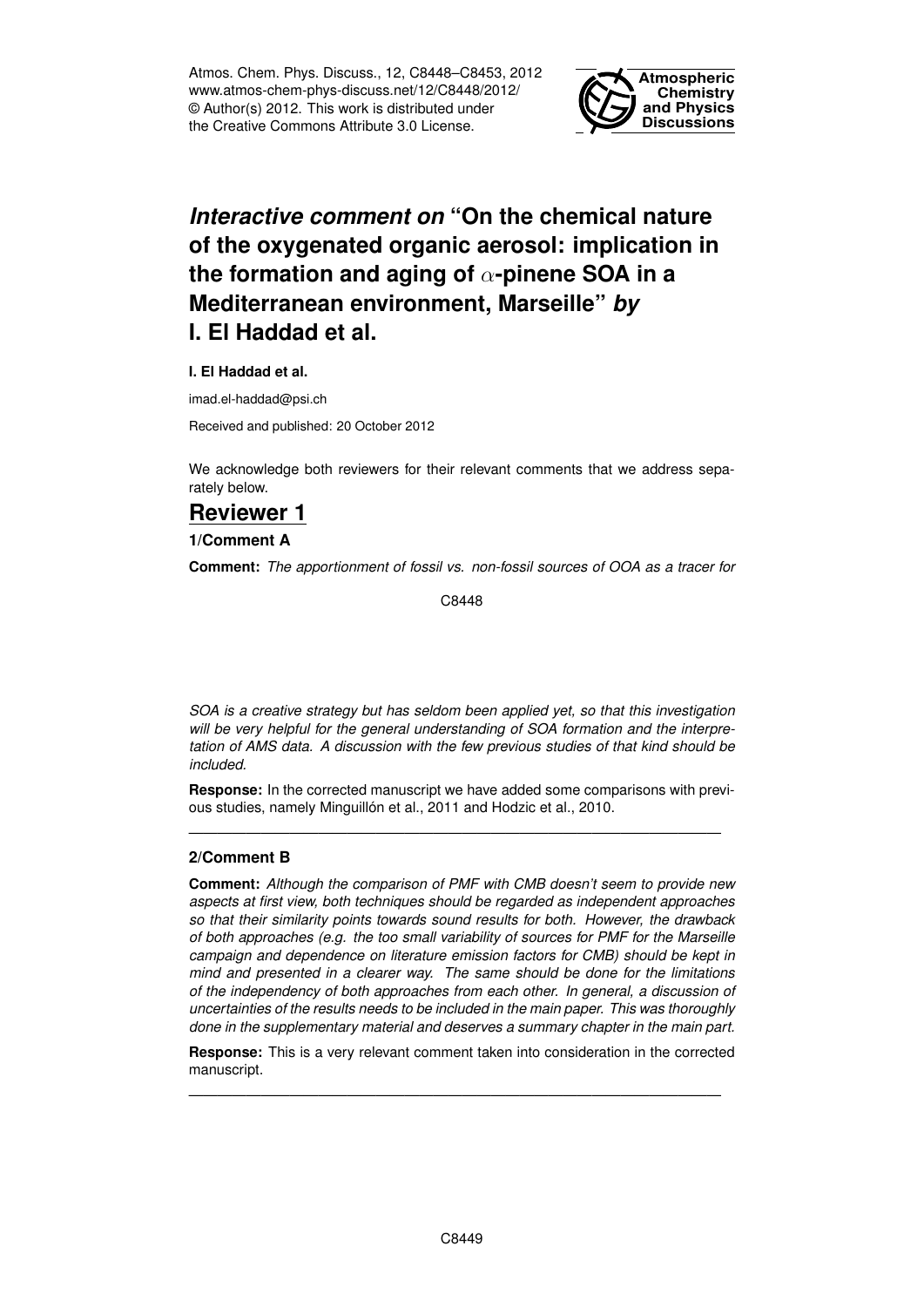# *Interactive comment on* "On the chemical nature of the oxygenated organic aerosol: implication in the formation and aging of $\alpha$-pinene SOA in a Mediterranean environment, Marseille" *by* I. El Haddad et al.

**I. El Haddad et al.**

imad.el-haddad@psi.ch

Received and published: 20 October 2012

We acknowledge both reviewers for their relevant comments that we address separately below.

## Reviewer 1

### 1/Comment A

**Comment:** *The apportionment of fossil vs. non-fossil sources of OOA as a tracer for SOA is a creative strategy but has seldom been applied yet, so that this investigation will be very helpful for the general understanding of SOA formation and the interpretation of AMS data. A discussion with the few previous studies of that kind should be included.*

**Response:** In the corrected manuscript we have added some comparisons with previous studies, namely Minguillón et al., 2011 and Hodzic et al., 2010.

---

### 2/Comment B

**Comment:** *Although the comparison of PMF with CMB doesn't seem to provide new aspects at first view, both techniques should be regarded as independent approaches so that their similarity points towards sound results for both. However, the drawback of both approaches (e.g. the too small variability of sources for PMF for the Marseille campaign and dependence on literature emission factors for CMB) should be kept in mind and presented in a clearer way. The same should be done for the limitations of the independency of both approaches from each other. In general, a discussion of uncertainties of the results needs to be included in the main paper. This was thoroughly done in the supplementary material and deserves a summary chapter in the main part.*

**Response:** This is a very relevant comment taken into consideration in the corrected manuscript.

---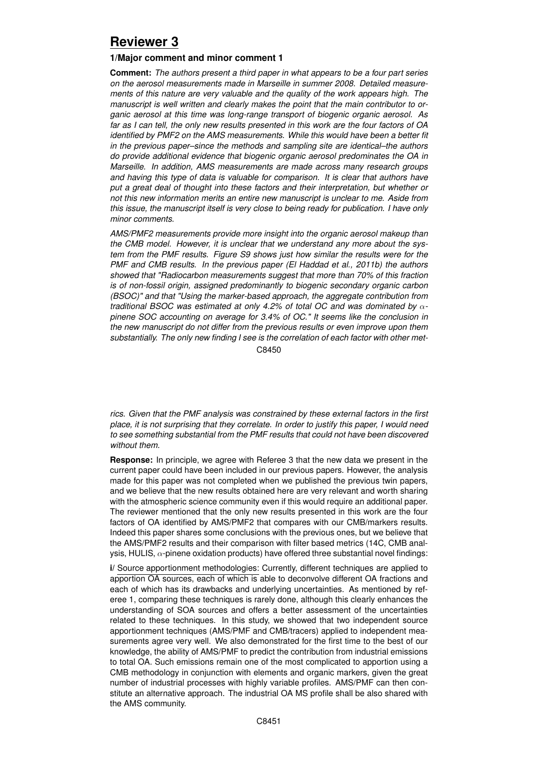# Reviewer 3

### 1/Major comment and minor comment 1

**Comment:** *The authors present a third paper in what appears to be a four part series on the aerosol measurements made in Marseille in summer 2008. Detailed measurements of this nature are very valuable and the quality of the work appears high. The manuscript is well written and clearly makes the point that the main contributor to organic aerosol at this time was long-range transport of biogenic organic aerosol. As far as I can tell, the only new results presented in this work are the four factors of OA identified by PMF2 on the AMS measurements. While this would have been a better fit in the previous paper–since the methods and sampling site are identical–the authors do provide additional evidence that biogenic organic aerosol predominates the OA in Marseille. In addition, AMS measurements are made across many research groups and having this type of data is valuable for comparison. It is clear that authors have put a great deal of thought into these factors and their interpretation, but whether or not this new information merits an entire new manuscript is unclear to me. Aside from this issue, the manuscript itself is very close to being ready for publication. I have only minor comments.*

*AMS/PMF2 measurements provide more insight into the organic aerosol makeup than the CMB model. However, it is unclear that we understand any more about the system from the PMF results. Figure S9 shows just how similar the results were for the PMF and CMB results. In the previous paper (El Haddad et al., 2011b) the authors showed that "Radiocarbon measurements suggest that more than 70% of this fraction is of non-fossil origin, assigned predominantly to biogenic secondary organic carbon (BSOC)" and that "Using the marker-based approach, the aggregate contribution from traditional BSOC was estimated at only 4.2% of total OC and was dominated by $\alpha$-pinene SOC accounting on average for 3.4% of OC." It seems like the conclusion in the new manuscript do not differ from the previous results or even improve upon them substantially. The only new finding I see is the correlation of each factor with other metrics. Given that the PMF analysis was constrained by these external factors in the first place, it is not surprising that they correlate. In order to justify this paper, I would need to see something substantial from the PMF results that could not have been discovered without them.*

**Response:** In principle, we agree with Referee 3 that the new data we present in the current paper could have been included in our previous papers. However, the analysis made for this paper was not completed when we published the previous twin papers, and we believe that the new results obtained here are very relevant and worth sharing with the atmospheric science community even if this would require an additional paper. The reviewer mentioned that the only new results presented in this work are the four factors of OA identified by AMS/PMF2 that compares with our CMB/markers results. Indeed this paper shares some conclusions with the previous ones, but we believe that the AMS/PMF2 results and their comparison with filter based metrics (14C, CMB analysis, HULIS, $\alpha$-pinene oxidation products) have offered three substantial novel findings:

**i/** Source apportionment methodologies: Currently, different techniques are applied to apportion OA sources, each of which is able to deconvolve different OA fractions and each of which has its drawbacks and underlying uncertainties. As mentioned by referee 1, comparing these techniques is rarely done, although this clearly enhances the understanding of SOA sources and offers a better assessment of the uncertainties related to these techniques. In this study, we showed that two independent source apportionment techniques (AMS/PMF and CMB/tracers) applied to independent measurements agree very well. We also demonstrated for the first time to the best of our knowledge, the ability of AMS/PMF to predict the contribution from industrial emissions to total OA. Such emissions remain one of the most complicated to apportion using a CMB methodology in conjunction with elements and organic markers, given the great number of industrial processes with highly variable profiles. AMS/PMF can then constitute an alternative approach. The industrial OA MS profile shall be also shared with the AMS community.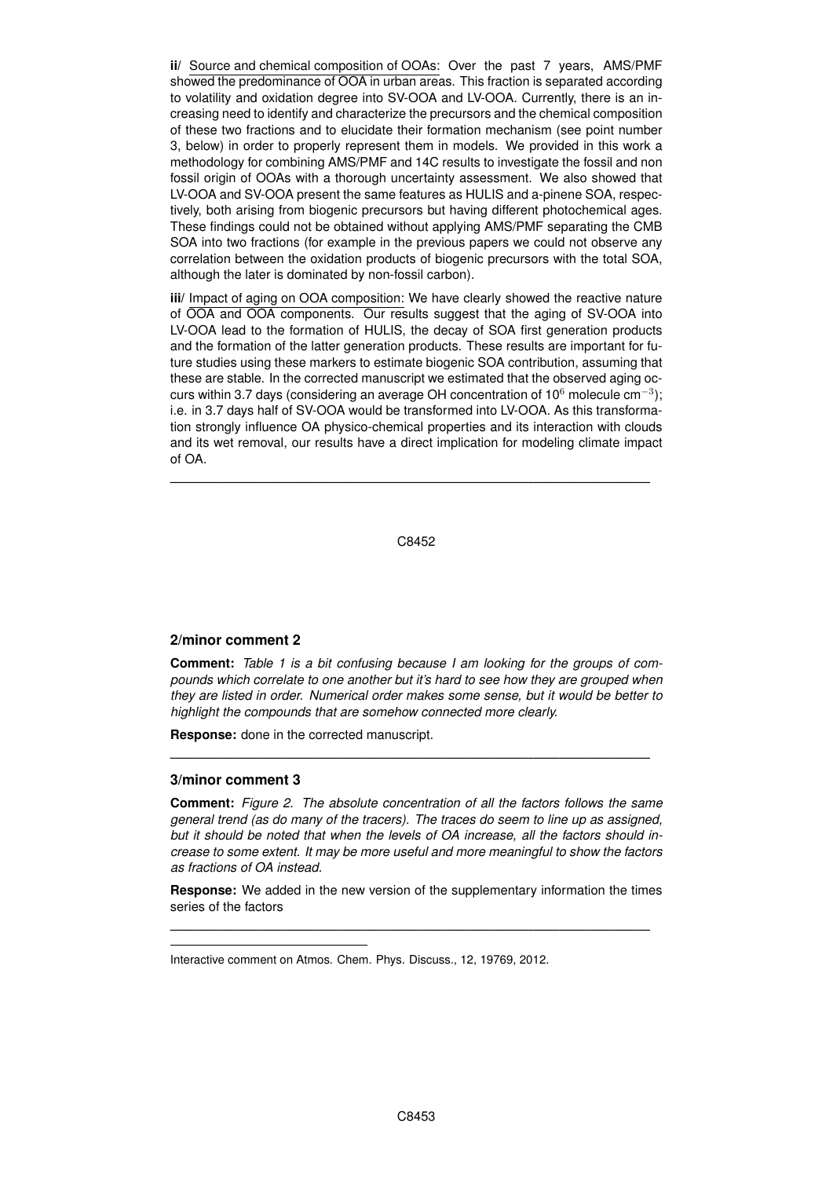**ii**/ Source and chemical composition of OOAs: Over the past 7 years, AMS/PMF showed the predominance of OOA in urban areas. This fraction is separated according to volatility and oxidation degree into SV-OOA and LV-OOA. Currently, there is an increasing need to identify and characterize the precursors and the chemical composition of these two fractions and to elucidate their formation mechanism (see point number 3, below) in order to properly represent them in models. We provided in this work a methodology for combining AMS/PMF and 14C results to investigate the fossil and non fossil origin of OOAs with a thorough uncertainty assessment. We also showed that LV-OOA and SV-OOA present the same features as HULIS and a-pinene SOA, respectively, both arising from biogenic precursors but having different photochemical ages. These findings could not be obtained without applying AMS/PMF separating the CMB SOA into two fractions (for example in the previous papers we could not observe any correlation between the oxidation products of biogenic precursors with the total SOA, although the later is dominated by non-fossil carbon).

**iii**/ Impact of aging on OOA composition: We have clearly showed the reactive nature of OOA and OOA components. Our results suggest that the aging of SV-OOA into LV-OOA lead to the formation of HULIS, the decay of SOA first generation products and the formation of the latter generation products. These results are important for future studies using these markers to estimate biogenic SOA contribution, assuming that these are stable. In the corrected manuscript we estimated that the observed aging occurs within 3.7 days (considering an average OH concentration of $10^6$ molecule $cm^{-3}$); i.e. in 3.7 days half of SV-OOA would be transformed into LV-OOA. As this transformation strongly influence OA physico-chemical properties and its interaction with clouds and its wet removal, our results have a direct implication for modeling climate impact of OA.

---

### 2/minor comment 2

**Comment:** *Table 1 is a bit confusing because I am looking for the groups of compounds which correlate to one another but it's hard to see how they are grouped when they are listed in order. Numerical order makes some sense, but it would be better to highlight the compounds that are somehow connected more clearly.*

**Response:** done in the corrected manuscript.

---

### 3/minor comment 3

**Comment:** *Figure 2. The absolute concentration of all the factors follows the same general trend (as do many of the tracers). The traces do seem to line up as assigned, but it should be noted that when the levels of OA increase, all the factors should increase to some extent. It may be more useful and more meaningful to show the factors as fractions of OA instead.*

**Response:** We added in the new version of the supplementary information the times series of the factors

---

Interactive comment on Atmos. Chem. Phys. Discuss., 12, 19769, 2012.